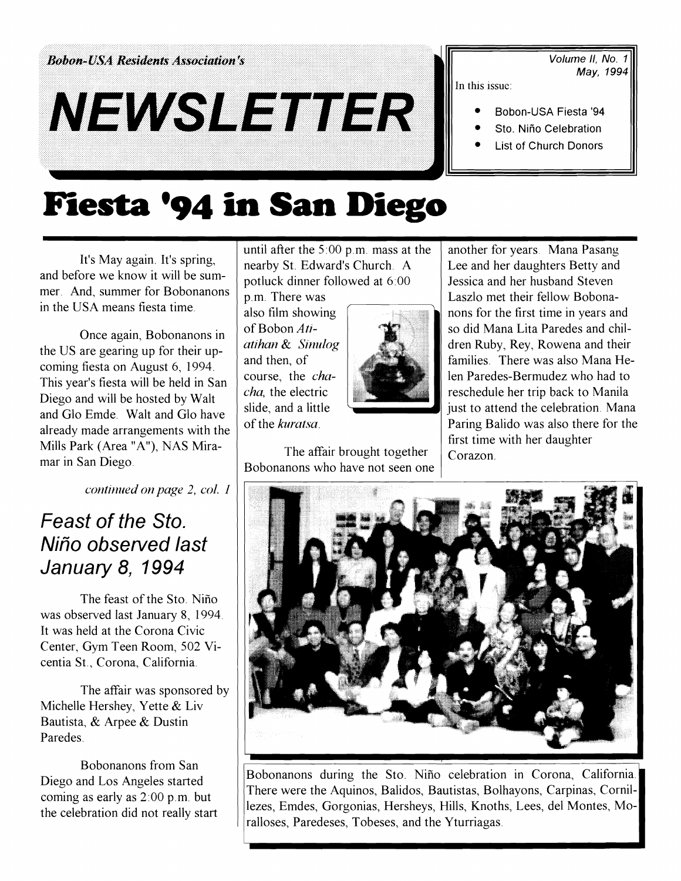Bobon-USA Residents Association's

# NEWSLETTER

Volume II, No. 1
May, 1994

In this issue:

- Bobon-USA Fiesta '94
- Sto. Niño Celebration
- List of Church Donors

# Fiesta '94 in San Diego

It's May again. It's spring, and before we know it will be summer. And, summer for Bobonanons in the USA means fiesta time.

Once again, Bobonanons in the US are gearing up for their upcoming fiesta on August 6, 1994. This year's fiesta will be held in San Diego and will be hosted by Walt and Glo Emde. Walt and Glo have already made arrangements with the Mills Park (Area "A"), NAS Miramar in San Diego.

*continued on page 2, col. 1*

## *Feast of the Sto. Niño observed last January 8, 1994*

The feast of the Sto. Niño was observed last January 8, 1994. It was held at the Corona Civic Center, Gym Teen Room, 502 Vicentia St., Corona, California.

The affair was sponsored by Michelle Hershey, Yette & Liv Bautista, & Arpee & Dustin Paredes.

Bobonanons from San Diego and Los Angeles started coming as early as 2:00 p.m. but the celebration did not really start until after the 5:00 p.m. mass at the nearby St. Edward's Church. A potluck dinner followed at 6:00 p.m. There was also film showing of Bobon *Ati-atihan & Sinulog* and then, of course, the *cha-cha*, the electric slide, and a little of the *kuratsa*.

The affair brought together Bobonanons who have not seen one another for years. Mana Pasang Lee and her daughters Betty and Jessica and her husband Steven Laszlo met their fellow Bobonanons for the first time in years and so did Mana Lita Paredes and children Ruby, Rey, Rowena and their families. There was also Mana Helen Paredes-Bermudez who had to reschedule her trip back to Manila just to attend the celebration. Mana Paring Balido was also there for the first time with her daughter Corazon.

Bobonanons during the Sto. Niño celebration in Corona, California. There were the Aquinos, Balidos, Bautistas, Bolhayons, Carpinas, Cornillezes, Emdes, Gorgonias, Hersheys, Hills, Knoths, Lees, del Montes, Moralloses, Paredeses, Tobeses, and the Yturriagas.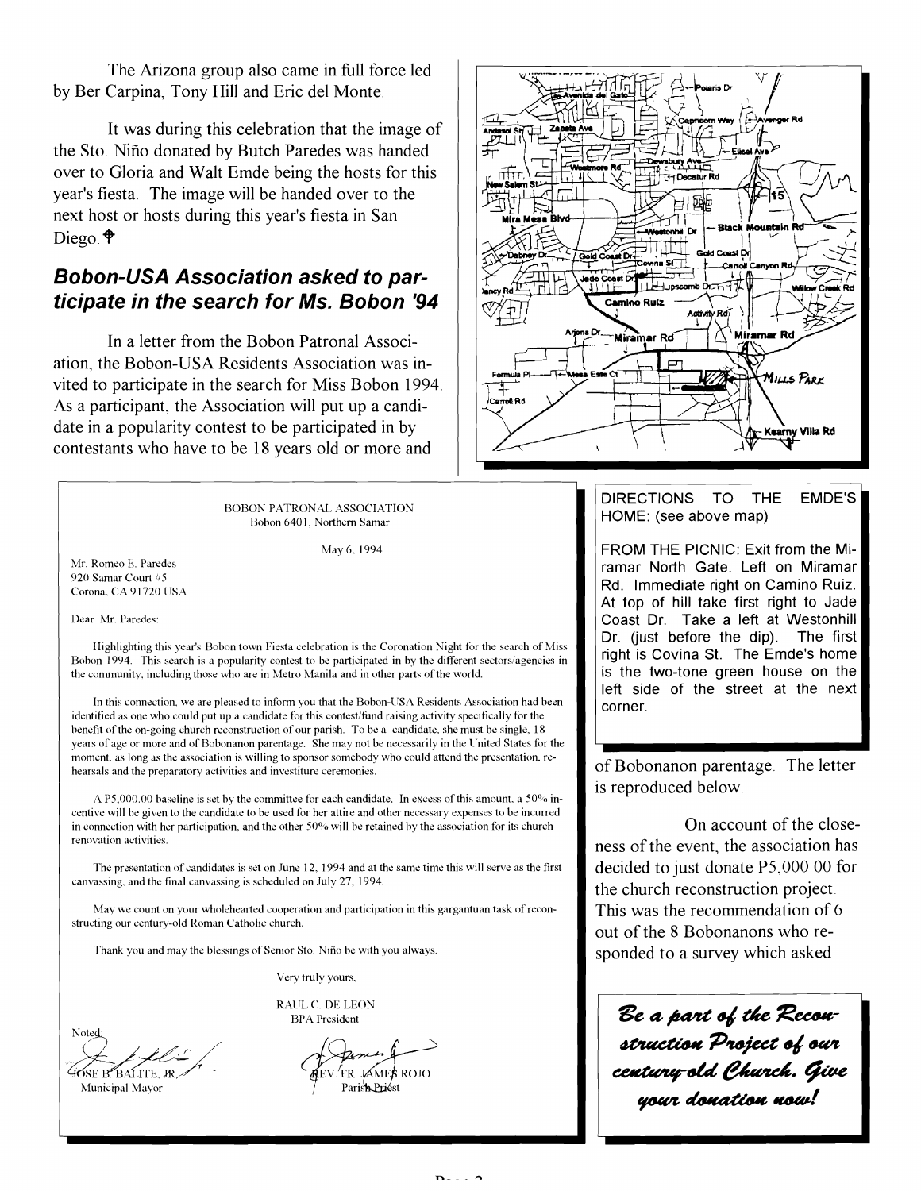The Arizona group also came in full force led by Ber Carpina, Tony Hill and Eric del Monte.

It was during this celebration that the image of the Sto. Niño donated by Butch Paredes was handed over to Gloria and Walt Emde being the hosts for this year's fiesta. The image will be handed over to the next host or hosts during this year's fiesta in San Diego. ✟

## *Bobon-USA Association asked to participate in the search for Ms. Bobon '94*

In a letter from the Bobon Patronal Association, the Bobon-USA Residents Association was invited to participate in the search for Miss Bobon 1994. As a participant, the Association will put up a candidate in a popularity contest to be participated in by contestants who have to be 18 years old or more and of Bobonanon parentage. The letter is reproduced below.

On account of the closeness of the event, the association has decided to just donate P5,000.00 for the church reconstruction project. This was the recommendation of 6 out of the 8 Bobonanons who responded to a survey which asked

---

BOBON PATRONAL ASSOCIATION
Bobon 6401, Northern Samar

May 6, 1994

Mr. Romeo E. Paredes
920 Samar Court #5
Corona, CA 91720 USA

Dear Mr. Paredes:

Highlighting this year's Bobon town Fiesta celebration is the Coronation Night for the search of Miss Bobon 1994. This search is a popularity contest to be participated in by the different sectors/agencies in the community, including those who are in Metro Manila and in other parts of the world.

In this connection, we are pleased to inform you that the Bobon-USA Residents Association had been identified as one who could put up a candidate for this contest/fund raising activity specifically for the benefit of the on-going church reconstruction of our parish. To be a candidate, she must be single, 18 years of age or more and of Bobonanon parentage. She may not be necessarily in the United States for the moment, as long as the association is willing to sponsor somebody who could attend the presentation, rehearsals and the preparatory activities and investiture ceremonies.

A P5,000.00 baseline is set by the committee for each candidate. In excess of this amount, a 50% incentive will be given to the candidate to be used for her attire and other necessary expenses to be incurred in connection with her participation, and the other 50% will be retained by the association for its church renovation activities.

The presentation of candidates is set on June 12, 1994 and at the same time this will serve as the first canvassing, and the final canvassing is scheduled on July 27, 1994.

May we count on your wholehearted cooperation and participation in this gargantuan task of reconstructing our century-old Roman Catholic church.

Thank you and may the blessings of Senior Sto. Niño be with you always.

Very truly yours,

RAUL C. DE LEON
BPA President

Noted:

JOSE B. BALITE, JR.
Municipal Mayor

REV. FR. JAMES ROJO
Parish Priest

---

DIRECTIONS TO THE EMDE'S HOME: (see above map)

FROM THE PICNIC: Exit from the Miramar North Gate. Left on Miramar Rd. Immediate right on Camino Ruiz. At top of hill take first right to Jade Coast Dr. Take a left at Westonhill Dr. (just before the dip). The first right is Covina St. The Emde's home is the two-tone green house on the left side of the street at the next corner.

---

***Be a part of the Reconstruction Project of our century-old Church. Give your donation now!***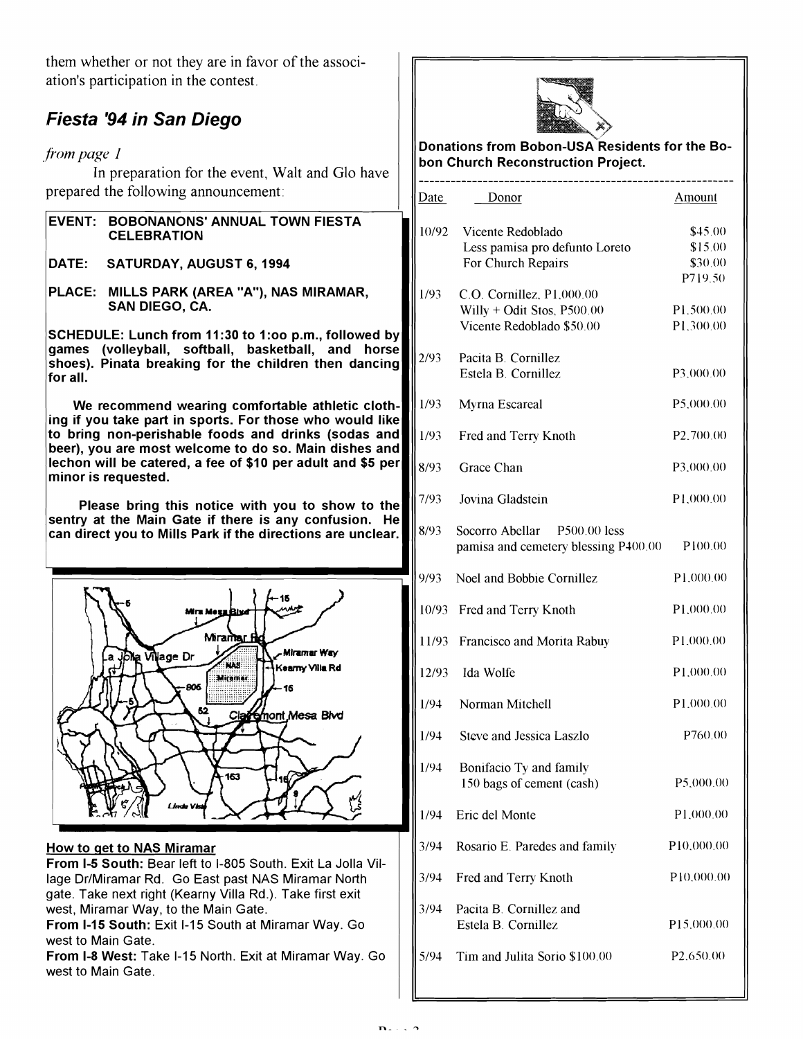them whether or not they are in favor of the association's participation in the contest.

## Fiesta '94 in San Diego

*from page 1*

In preparation for the event, Walt and Glo have prepared the following announcement:

**EVENT: BOBONANONS' ANNUAL TOWN FIESTA CELEBRATION**

**DATE: SATURDAY, AUGUST 6, 1994**

**PLACE: MILLS PARK (AREA "A"), NAS MIRAMAR, SAN DIEGO, CA.**

**SCHEDULE: Lunch from 11:30 to 1:oo p.m., followed by games (volleyball, softball, basketball, and horse shoes). Pinata breaking for the children then dancing for all.**

**We recommend wearing comfortable athletic clothing if you take part in sports. For those who would like to bring non-perishable foods and drinks (sodas and beer), you are most welcome to do so. Main dishes and lechon will be catered, a fee of $10 per adult and $5 per minor is requested.**

**Please bring this notice with you to show to the sentry at the Main Gate if there is any confusion. He can direct you to Mills Park if the directions are unclear.**

**How to get to NAS Miramar**

**From I-5 South:** Bear left to I-805 South. Exit La Jolla Village Dr/Miramar Rd. Go East past NAS Miramar North gate. Take next right (Kearny Villa Rd.). Take first exit west, Miramar Way, to the Main Gate.

**From I-15 South:** Exit I-15 South at Miramar Way. Go west to Main Gate.

**From I-8 West:** Take I-15 North. Exit at Miramar Way. Go west to Main Gate.

**Donations from Bobon-USA Residents for the Bobon Church Reconstruction Project.**

| Date | Donor | Amount |
|---|---|---|
| 10/92 | Vicente Redoblado | $45.00 |
| | Less pamisa pro defunto Loreto | $15.00 |
| | For Church Repairs | $30.00 |
| | | P719.50 |
| 1/93 | C.O. Cornillez, P1,000.00 | |
| | Willy + Odit Stos, P500.00 | P1,500.00 |
| | Vicente Redoblado $50.00 | P1,300.00 |
| 2/93 | Pacita B. Cornillez | |
| | Estela B. Cornillez | P3,000.00 |
| 1/93 | Myrna Escareal | P5,000.00 |
| 1/93 | Fred and Terry Knoth | P2,700.00 |
| 8/93 | Grace Chan | P3,000.00 |
| 7/93 | Jovina Gladstein | P1,000.00 |
| 8/93 | Socorro Abellar P500.00 less pamisa and cemetery blessing P400.00 | P100.00 |
| 9/93 | Noel and Bobbie Cornillez | P1,000.00 |
| 10/93 | Fred and Terry Knoth | P1,000.00 |
| 11/93 | Francisco and Morita Rabuy | P1,000.00 |
| 12/93 | Ida Wolfe | P1,000.00 |
| 1/94 | Norman Mitchell | P1,000.00 |
| 1/94 | Steve and Jessica Laszlo | P760.00 |
| 1/94 | Bonifacio Ty and family 150 bags of cement (cash) | P5,000.00 |
| 1/94 | Eric del Monte | P1,000.00 |
| 3/94 | Rosario E. Paredes and family | P10,000.00 |
| 3/94 | Fred and Terry Knoth | P10,000.00 |
| 3/94 | Pacita B. Cornillez and Estela B. Cornillez | P15,000.00 |
| 5/94 | Tim and Julita Sorio $100.00 | P2,650.00 |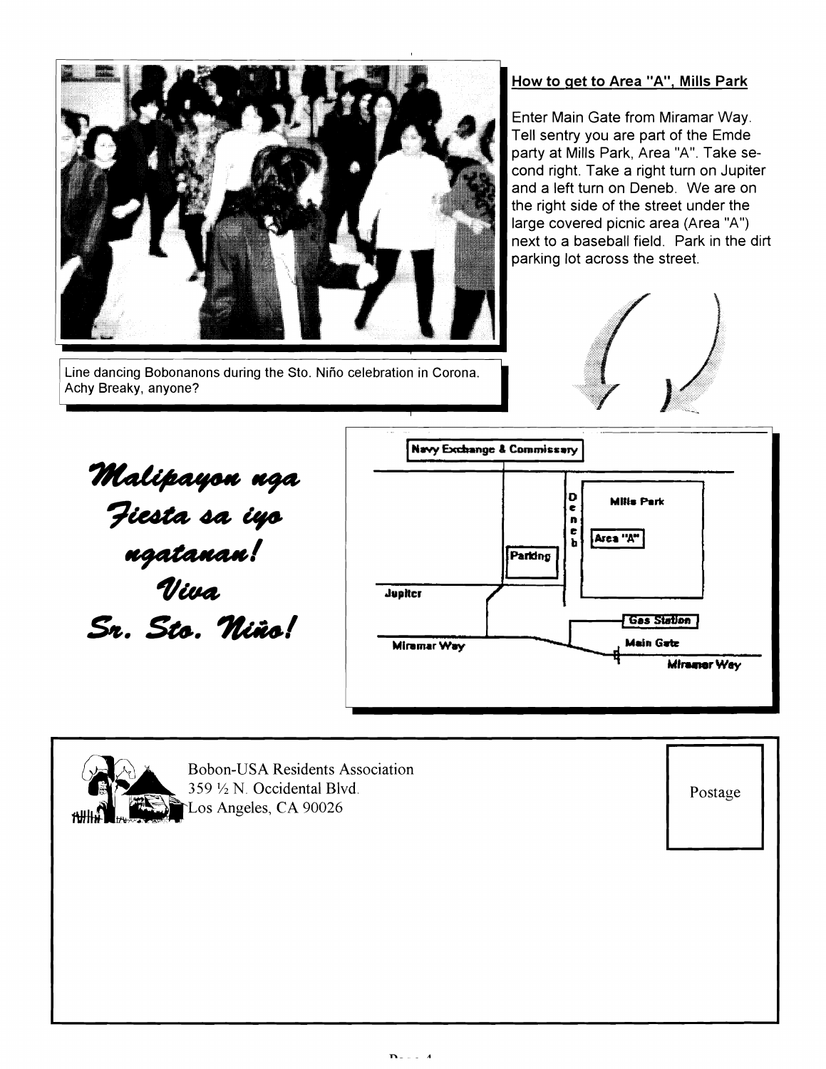Line dancing Bobonanons during the Sto. Niño celebration in Corona. Achy Breaky, anyone?

## How to get to Area "A", Mills Park

Enter Main Gate from Miramar Way. Tell sentry you are part of the Emde party at Mills Park, Area "A". Take second right. Take a right turn on Jupiter and a left turn on Deneb. We are on the right side of the street under the large covered picnic area (Area "A") next to a baseball field. Park in the dirt parking lot across the street.

*Malipayon nga Fiesta sa iyo ngatanan! Viva Sr. Sto. Niño!*

Navy Exchange & Commissary

Deneb

Mills Park

Area "A"

Parking

Jupiter

Gas Station

Main Gate

Miramar Way

Miramar Way

Bobon-USA Residents Association
359 ½ N. Occidental Blvd.
Los Angeles, CA 90026

Postage